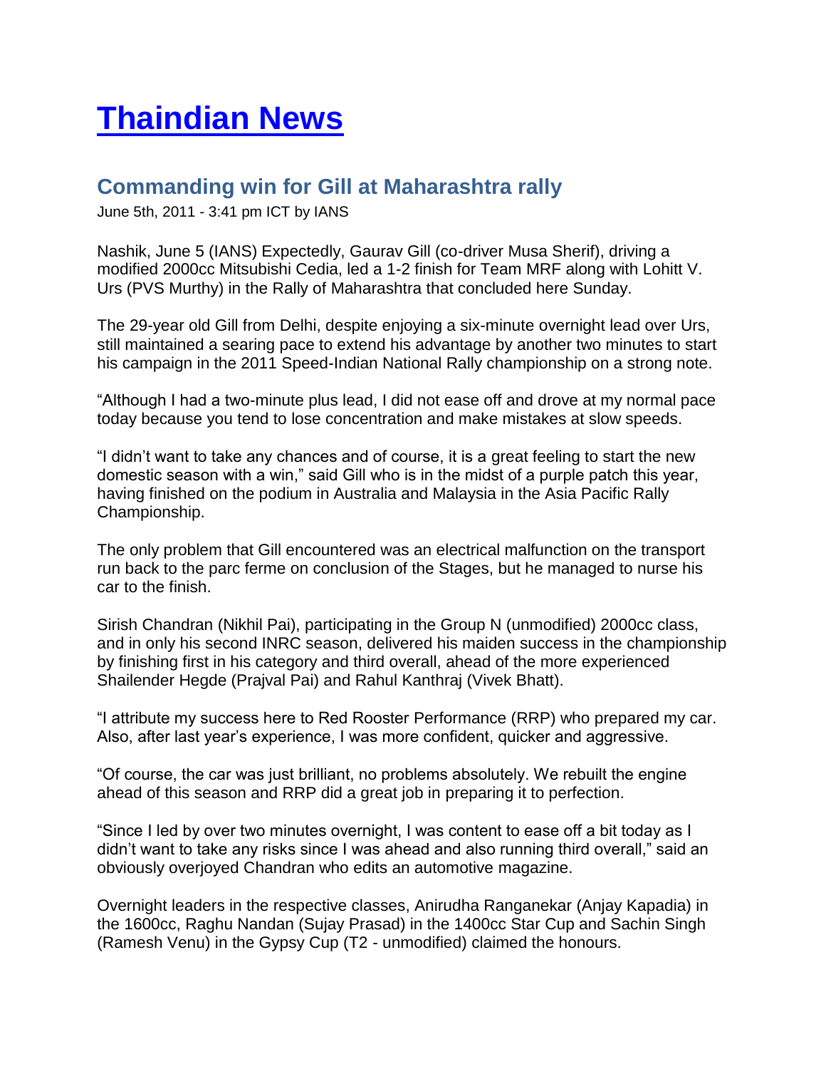# Thaindian News

## Commanding win for Gill at Maharashtra rally

June 5th, 2011 - 3:41 pm ICT by IANS

Nashik, June 5 (IANS) Expectedly, Gaurav Gill (co-driver Musa Sherif), driving a modified 2000cc Mitsubishi Cedia, led a 1-2 finish for Team MRF along with Lohitt V. Urs (PVS Murthy) in the Rally of Maharashtra that concluded here Sunday.

The 29-year old Gill from Delhi, despite enjoying a six-minute overnight lead over Urs, still maintained a searing pace to extend his advantage by another two minutes to start his campaign in the 2011 Speed-Indian National Rally championship on a strong note.

"Although I had a two-minute plus lead, I did not ease off and drove at my normal pace today because you tend to lose concentration and make mistakes at slow speeds.

"I didn't want to take any chances and of course, it is a great feeling to start the new domestic season with a win," said Gill who is in the midst of a purple patch this year, having finished on the podium in Australia and Malaysia in the Asia Pacific Rally Championship.

The only problem that Gill encountered was an electrical malfunction on the transport run back to the parc ferme on conclusion of the Stages, but he managed to nurse his car to the finish.

Sirish Chandran (Nikhil Pai), participating in the Group N (unmodified) 2000cc class, and in only his second INRC season, delivered his maiden success in the championship by finishing first in his category and third overall, ahead of the more experienced Shailender Hegde (Prajval Pai) and Rahul Kanthraj (Vivek Bhatt).

"I attribute my success here to Red Rooster Performance (RRP) who prepared my car. Also, after last year's experience, I was more confident, quicker and aggressive.

"Of course, the car was just brilliant, no problems absolutely. We rebuilt the engine ahead of this season and RRP did a great job in preparing it to perfection.

"Since I led by over two minutes overnight, I was content to ease off a bit today as I didn't want to take any risks since I was ahead and also running third overall," said an obviously overjoyed Chandran who edits an automotive magazine.

Overnight leaders in the respective classes, Anirudha Ranganekar (Anjay Kapadia) in the 1600cc, Raghu Nandan (Sujay Prasad) in the 1400cc Star Cup and Sachin Singh (Ramesh Venu) in the Gypsy Cup (T2 - unmodified) claimed the honours.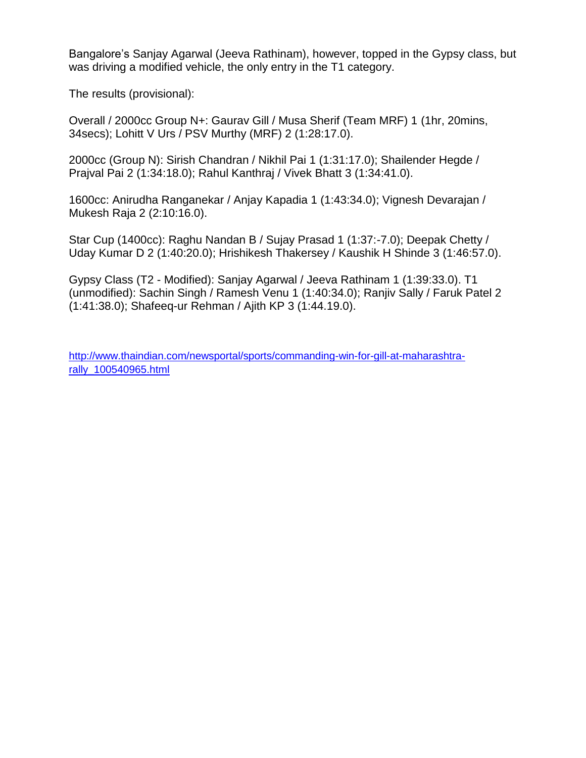Bangalore's Sanjay Agarwal (Jeeva Rathinam), however, topped in the Gypsy class, but was driving a modified vehicle, the only entry in the T1 category.

The results (provisional):

Overall / 2000cc Group N+: Gaurav Gill / Musa Sherif (Team MRF) 1 (1hr, 20mins, 34secs); Lohitt V Urs / PSV Murthy (MRF) 2 (1:28:17.0).

2000cc (Group N): Sirish Chandran / Nikhil Pai 1 (1:31:17.0); Shailender Hegde / Prajval Pai 2 (1:34:18.0); Rahul Kanthraj / Vivek Bhatt 3 (1:34:41.0).

1600cc: Anirudha Ranganekar / Anjay Kapadia 1 (1:43:34.0); Vignesh Devarajan / Mukesh Raja 2 (2:10:16.0).

Star Cup (1400cc): Raghu Nandan B / Sujay Prasad 1 (1:37:-7.0); Deepak Chetty / Uday Kumar D 2 (1:40:20.0); Hrishikesh Thakersey / Kaushik H Shinde 3 (1:46:57.0).

Gypsy Class (T2 - Modified): Sanjay Agarwal / Jeeva Rathinam 1 (1:39:33.0). T1 (unmodified): Sachin Singh / Ramesh Venu 1 (1:40:34.0); Ranjiv Sally / Faruk Patel 2 (1:41:38.0); Shafeeq-ur Rehman / Ajith KP 3 (1:44.19.0).

http://www.thaindian.com/newsportal/sports/commanding-win-for-gill-at-maharashtra-rally_100540965.html